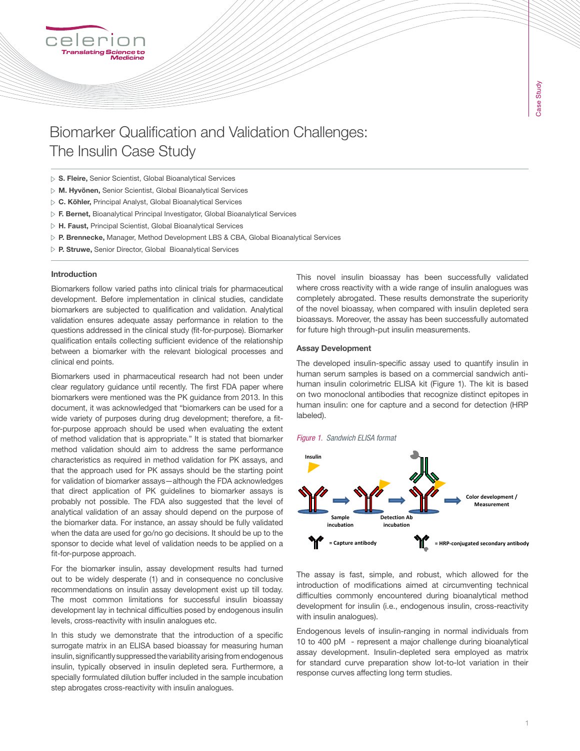# Biomarker Qualification and Validation Challenges: The Insulin Case Study

- **S. Fleire,** Senior Scientist, Global Bioanalytical Services
- **M. Hyvönen,** Senior Scientist, Global Bioanalytical Services
- **C. Köhler,** Principal Analyst, Global Bioanalytical Services
- **F. Bernet,** Bioanalytical Principal Investigator, Global Bioanalytical Services
- **H. Faust,** Principal Scientist, Global Bioanalytical Services
- **P. Brennecke,** Manager, Method Development LBS & CBA, Global Bioanalytical Services
- **P. Struwe,** Senior Director, Global Bioanalytical Services

## Introduction

Biomarkers follow varied paths into clinical trials for pharmaceutical development. Before implementation in clinical studies, candidate biomarkers are subjected to qualification and validation. Analytical validation ensures adequate assay performance in relation to the questions addressed in the clinical study (fit-for-purpose). Biomarker qualification entails collecting sufficient evidence of the relationship between a biomarker with the relevant biological processes and clinical end points.

Biomarkers used in pharmaceutical research had not been under clear regulatory guidance until recently. The first FDA paper where biomarkers were mentioned was the PK guidance from 2013. In this document, it was acknowledged that "biomarkers can be used for a wide variety of purposes during drug development; therefore, a fit-for-purpose approach should be used when evaluating the extent of method validation that is appropriate." It is stated that biomarker method validation should aim to address the same performance characteristics as required in method validation for PK assays, and that the approach used for PK assays should be the starting point for validation of biomarker assays—although the FDA acknowledges that direct application of PK guidelines to biomarker assays is probably not possible. The FDA also suggested that the level of analytical validation of an assay should depend on the purpose of the biomarker data. For instance, an assay should be fully validated when the data are used for go/no go decisions. It should be up to the sponsor to decide what level of validation needs to be applied on a fit-for-purpose approach.

For the biomarker insulin, assay development results had turned out to be widely desperate (1) and in consequence no conclusive recommendations on insulin assay development exist up till today. The most common limitations for successful insulin bioassay development lay in technical difficulties posed by endogenous insulin levels, cross-reactivity with insulin analogues etc.

In this study we demonstrate that the introduction of a specific surrogate matrix in an ELISA based bioassay for measuring human insulin, significantly suppressed the variability arising from endogenous insulin, typically observed in insulin depleted sera. Furthermore, a specially formulated dilution buffer included in the sample incubation step abrogates cross-reactivity with insulin analogues.

This novel insulin bioassay has been successfully validated where cross reactivity with a wide range of insulin analogues was completely abrogated. These results demonstrate the superiority of the novel bioassay, when compared with insulin depleted sera bioassays. Moreover, the assay has been successfully automated for future high through-put insulin measurements.

## Assay Development

The developed insulin-specific assay used to quantify insulin in human serum samples is based on a commercial sandwich anti-human insulin colorimetric ELISA kit (Figure 1). The kit is based on two monoclonal antibodies that recognize distinct epitopes in human insulin: one for capture and a second for detection (HRP labeled).

*Figure 1. Sandwich ELISA format*

The assay is fast, simple, and robust, which allowed for the introduction of modifications aimed at circumventing technical difficulties commonly encountered during bioanalytical method development for insulin (i.e., endogenous insulin, cross-reactivity with insulin analogues).

Endogenous levels of insulin-ranging in normal individuals from 10 to 400 pM - represent a major challenge during bioanalytical assay development. Insulin-depleted sera employed as matrix for standard curve preparation show lot-to-lot variation in their response curves affecting long term studies.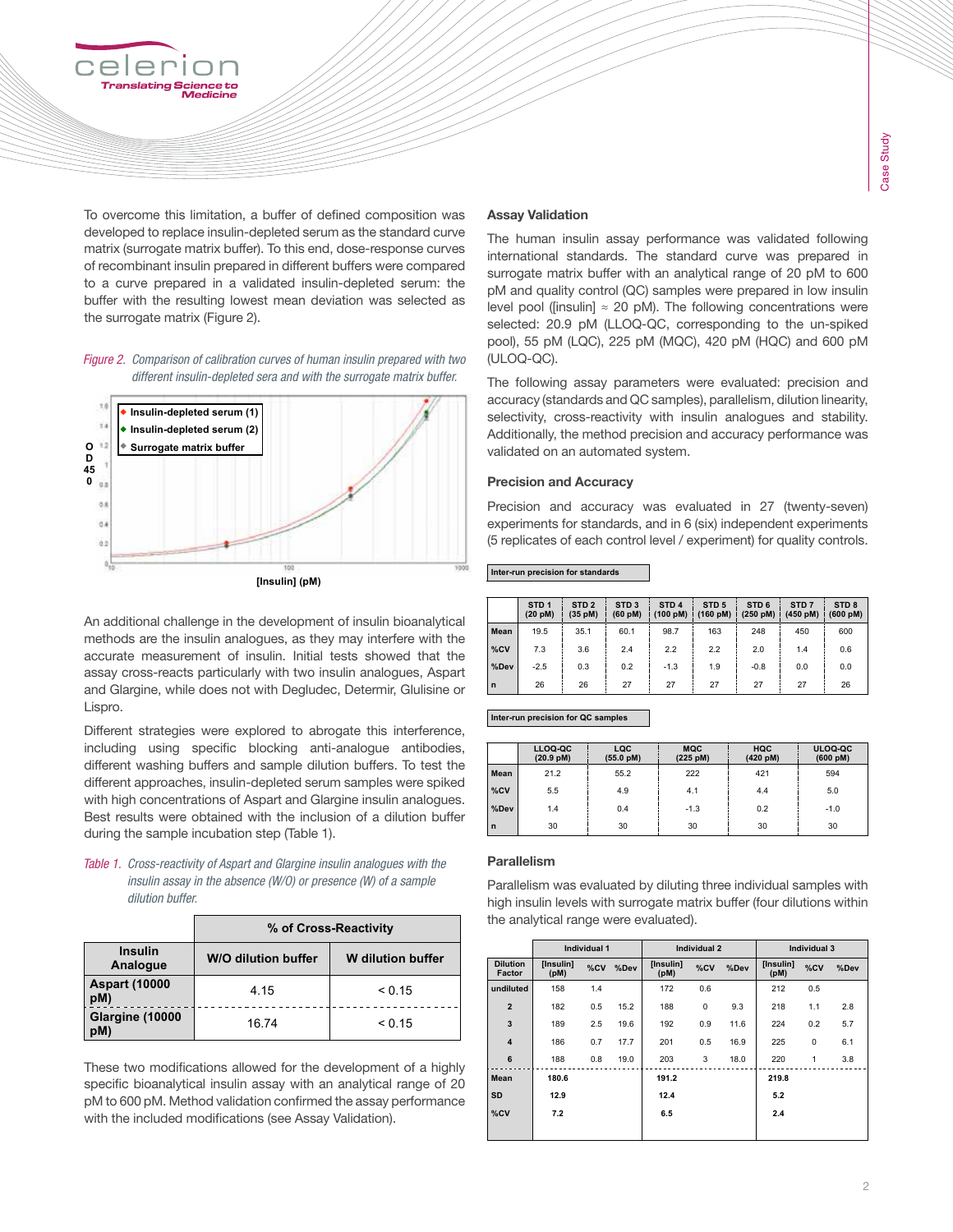To overcome this limitation, a buffer of defined composition was developed to replace insulin-depleted serum as the standard curve matrix (surrogate matrix buffer). To this end, dose-response curves of recombinant insulin prepared in different buffers were compared to a curve prepared in a validated insulin-depleted serum: the buffer with the resulting lowest mean deviation was selected as the surrogate matrix (Figure 2).

*Figure 2. Comparison of calibration curves of human insulin prepared with two different insulin-depleted sera and with the surrogate matrix buffer.*

An additional challenge in the development of insulin bioanalytical methods are the insulin analogues, as they may interfere with the accurate measurement of insulin. Initial tests showed that the assay cross-reacts particularly with two insulin analogues, Aspart and Glargine, while does not with Degludec, Determir, Glulisine or Lispro.

Different strategies were explored to abrogate this interference, including using specific blocking anti-analogue antibodies, different washing buffers and sample dilution buffers. To test the different approaches, insulin-depleted serum samples were spiked with high concentrations of Aspart and Glargine insulin analogues. Best results were obtained with the inclusion of a dilution buffer during the sample incubation step (Table 1).

*Table 1. Cross-reactivity of Aspart and Glargine insulin analogues with the insulin assay in the absence (W/O) or presence (W) of a sample dilution buffer.*

| | % of Cross-Reactivity | |
|---|---|---|
| **Insulin Analogue** | **W/O dilution buffer** | **W dilution buffer** |
| **Aspart (10000 pM)** | 4.15 | < 0.15 |
| **Glargine (10000 pM)** | 16.74 | < 0.15 |

These two modifications allowed for the development of a highly specific bioanalytical insulin assay with an analytical range of 20 pM to 600 pM. Method validation confirmed the assay performance with the included modifications (see Assay Validation).

### Assay Validation

The human insulin assay performance was validated following international standards. The standard curve was prepared in surrogate matrix buffer with an analytical range of 20 pM to 600 pM and quality control (QC) samples were prepared in low insulin level pool ([insulin] ≈ 20 pM). The following concentrations were selected: 20.9 pM (LLOQ-QC, corresponding to the un-spiked pool), 55 pM (LQC), 225 pM (MQC), 420 pM (HQC) and 600 pM (ULOQ-QC).

The following assay parameters were evaluated: precision and accuracy (standards and QC samples), parallelism, dilution linearity, selectivity, cross-reactivity with insulin analogues and stability. Additionally, the method precision and accuracy performance was validated on an automated system.

### Precision and Accuracy

Precision and accuracy was evaluated in 27 (twenty-seven) experiments for standards, and in 6 (six) independent experiments (5 replicates of each control level / experiment) for quality controls.

**Inter-run precision for standards**

| | STD 1 (20 pM) | STD 2 (35 pM) | STD 3 (60 pM) | STD 4 (100 pM) | STD 5 (160 pM) | STD 6 (250 pM) | STD 7 (450 pM) | STD 8 (600 pM) |
|---|---|---|---|---|---|---|---|---|
| **Mean** | 19.5 | 35.1 | 60.1 | 98.7 | 163 | 248 | 450 | 600 |
| **%CV** | 7.3 | 3.6 | 2.4 | 2.2 | 2.2 | 2.0 | 1.4 | 0.6 |
| **%Dev** | -2.5 | 0.3 | 0.2 | -1.3 | 1.9 | -0.8 | 0.0 | 0.0 |
| **n** | 26 | 26 | 27 | 27 | 27 | 27 | 27 | 26 |

**Inter-run precision for QC samples**

| | LLOQ-QC (20.9 pM) | LQC (55.0 pM) | MQC (225 pM) | HQC (420 pM) | ULOQ-QC (600 pM) |
|---|---|---|---|---|---|
| **Mean** | 21.2 | 55.2 | 222 | 421 | 594 |
| **%CV** | 5.5 | 4.9 | 4.1 | 4.4 | 5.0 |
| **%Dev** | 1.4 | 0.4 | -1.3 | 0.2 | -1.0 |
| **n** | 30 | 30 | 30 | 30 | 30 |

### Parallelism

Parallelism was evaluated by diluting three individual samples with high insulin levels with surrogate matrix buffer (four dilutions within the analytical range were evaluated).

| | Individual 1 | | | Individual 2 | | | Individual 3 | | |
|---|---|---|---|---|---|---|---|---|---|
| **Dilution Factor** | **[Insulin] (pM)** | **%CV** | **%Dev** | **[Insulin] (pM)** | **%CV** | **%Dev** | **[Insulin] (pM)** | **%CV** | **%Dev** |
| **undiluted** | 158 | 1.4 | | 172 | 0.6 | | 212 | 0.5 | |
| **2** | 182 | 0.5 | 15.2 | 188 | 0 | 9.3 | 218 | 1.1 | 2.8 |
| **3** | 189 | 2.5 | 19.6 | 192 | 0.9 | 11.6 | 224 | 0.2 | 5.7 |
| **4** | 186 | 0.7 | 17.7 | 201 | 0.5 | 16.9 | 225 | 0 | 6.1 |
| **6** | 188 | 0.8 | 19.0 | 203 | 3 | 18.0 | 220 | 1 | 3.8 |
| **Mean** | **180.6** | | | **191.2** | | | **219.8** | | |
| **SD** | **12.9** | | | **12.4** | | | **5.2** | | |
| **%CV** | **7.2** | | | **6.5** | | | **2.4** | | |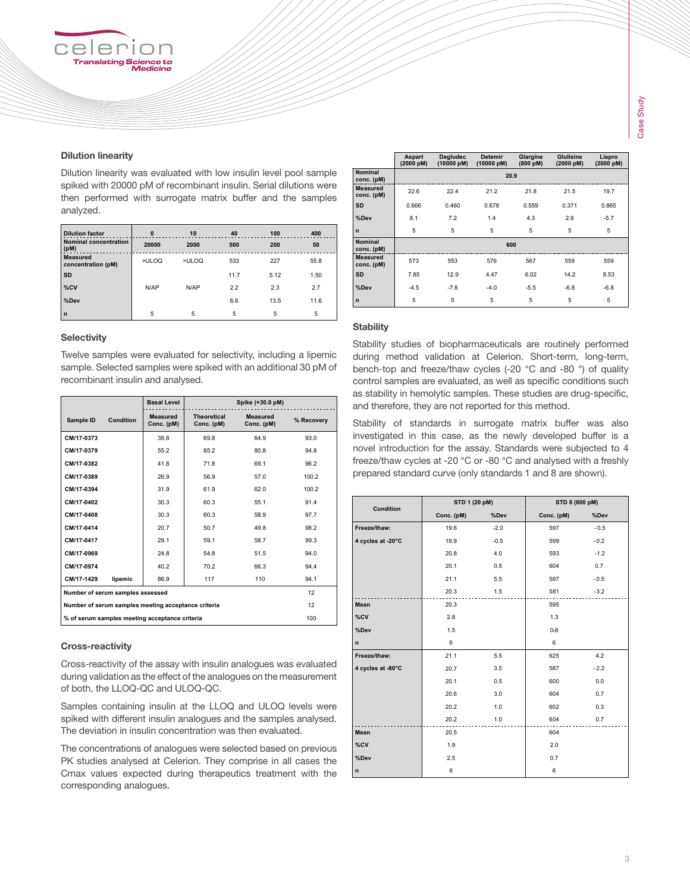## Dilution linearity

Dilution linearity was evaluated with low insulin level pool sample spiked with 20000 pM of recombinant insulin. Serial dilutions were then performed with surrogate matrix buffer and the samples analyzed.

| Dilution factor | 0 | 10 | 40 | 100 | 400 |
|---|---|---|---|---|---|
| Nominal concentration (pM) | 20000 | 2000 | 500 | 200 | 50 |
| Measured concentration (pM) | >ULOQ | >ULOQ | 533 | 227 | 55.8 |
| SD | | | 11.7 | 5.12 | 1.50 |
| %CV | N/AP | N/AP | 2.2 | 2.3 | 2.7 |
| %Dev | | | 6.6 | 13.5 | 11.6 |
| n | 5 | 5 | 5 | 5 | 5 |

## Selectivity

Twelve samples were evaluated for selectivity, including a lipemic sample. Selected samples were spiked with an additional 30 pM of recombinant insulin and analysed.

| | | Basal Level | Spike (+30.0 pM) | | |
|---|---|---|---|---|---|
| Sample ID | Condition | Measured Conc. (pM) | Theoretical Conc. (pM) | Measured Conc. (pM) | % Recovery |
| CM/17-0373 | | 39.8 | 69.8 | 64.9 | 93.0 |
| CM/17-0379 | | 55.2 | 85.2 | 80.8 | 94.8 |
| CM/17-0382 | | 41.8 | 71.8 | 69.1 | 96.2 |
| CM/17-0389 | | 26.9 | 56.9 | 57.0 | 100.2 |
| CM/17-0394 | | 31.9 | 61.9 | 62.0 | 100.2 |
| CM/17-0402 | | 30.3 | 60.3 | 55.1 | 91.4 |
| CM/17-0408 | | 30.3 | 60.3 | 58.9 | 97.7 |
| CM/17-0414 | | 20.7 | 50.7 | 49.8 | 98.2 |
| CM/17-0417 | | 29.1 | 59.1 | 58.7 | 99.3 |
| CM/17-0969 | | 24.8 | 54.8 | 51.5 | 94.0 |
| CM/17-0974 | | 40.2 | 70.2 | 66.3 | 94.4 |
| CM/17-1429 | lipemic | 86.9 | 117 | 110 | 94.1 |
| Number of serum samples assessed | | | | | 12 |
| Number of serum samples meeting acceptance criteria | | | | | 12 |
| % of serum samples meeting acceptance criteria | | | | | 100 |

## Cross-reactivity

Cross-reactivity of the assay with insulin analogues was evaluated during validation as the effect of the analogues on the measurement of both, the LLOQ-QC and ULOQ-QC.

Samples containing insulin at the LLOQ and ULOQ levels were spiked with different insulin analogues and the samples analysed. The deviation in insulin concentration was then evaluated.

The concentrations of analogues were selected based on previous PK studies analysed at Celerion. They comprise in all cases the Cmax values expected during therapeutics treatment with the corresponding analogues.

| | Aspart (2000 pM) | Degludec (10000 pM) | Detemir (10000 pM) | Glargine (800 pM) | Glulisine (2000 pM) | Lispro (2000 pM) |
|---|---|---|---|---|---|---|
| Nominal conc. (pM) | 20.9 | | | | | |
| Measured conc. (pM) | 22.6 | 22.4 | 21.2 | 21.8 | 21.5 | 19.7 |
| SD | 0.666 | 0.460 | 0.678 | 0.559 | 0.371 | 0.865 |
| %Dev | 8.1 | 7.2 | 1.4 | 4.3 | 2.9 | -5.7 |
| n | 5 | 5 | 5 | 5 | 5 | 5 |
| Nominal conc. (pM) | 600 | | | | | |
| Measured conc. (pM) | 573 | 553 | 576 | 567 | 559 | 559 |
| SD | 7.85 | 12.9 | 4.47 | 6.02 | 14.2 | 8.53 |
| %Dev | -4.5 | -7.8 | -4.0 | -5.5 | -6.8 | -6.8 |
| n | 5 | 5 | 5 | 5 | 5 | 5 |

## Stability

Stability studies of biopharmaceuticals are routinely performed during method validation at Celerion. Short-term, long-term, bench-top and freeze/thaw cycles (-20 °C and -80 °) of quality control samples are evaluated, as well as specific conditions such as stability in hemolytic samples. These studies are drug-specific, and therefore, they are not reported for this method.

Stability of standards in surrogate matrix buffer was also investigated in this case, as the newly developed buffer is a novel introduction for the assay. Standards were subjected to 4 freeze/thaw cycles at -20 °C or -80 °C and analysed with a freshly prepared standard curve (only standards 1 and 8 are shown).

| Condition | STD 1 (20 pM) | | STD 8 (600 pM) | |
|---|---|---|---|---|
| | Conc. (pM) | %Dev | Conc. (pM) | %Dev |
| Freeze/thaw: | 19.6 | -2.0 | 597 | -0.5 |
| 4 cycles at -20°C | 19.9 | -0.5 | 599 | -0.2 |
| | 20.8 | 4.0 | 593 | -1.2 |
| | 20.1 | 0.5 | 604 | 0.7 |
| | 21.1 | 5.5 | 597 | -0.5 |
| | 20.3 | 1.5 | 581 | -3.2 |
| Mean | 20.3 | | 595 | |
| %CV | 2.8 | | 1.3 | |
| %Dev | 1.5 | | 0-8 | |
| n | 6 | | 6 | |
| Freeze/thaw: | 21.1 | 5.5 | 625 | 4.2 |
| 4 cycles at -80°C | 20.7 | 3.5 | 587 | -2.2 |
| | 20.1 | 0.5 | 600 | 0.0 |
| | 20.6 | 3.0 | 604 | 0.7 |
| | 20.2 | 1.0 | 602 | 0.3 |
| | 20.2 | 1.0 | 604 | 0.7 |
| Mean | 20.5 | | 604 | |
| %CV | 1.9 | | 2.0 | |
| %Dev | 2.5 | | 0.7 | |
| n | 6 | | 6 | |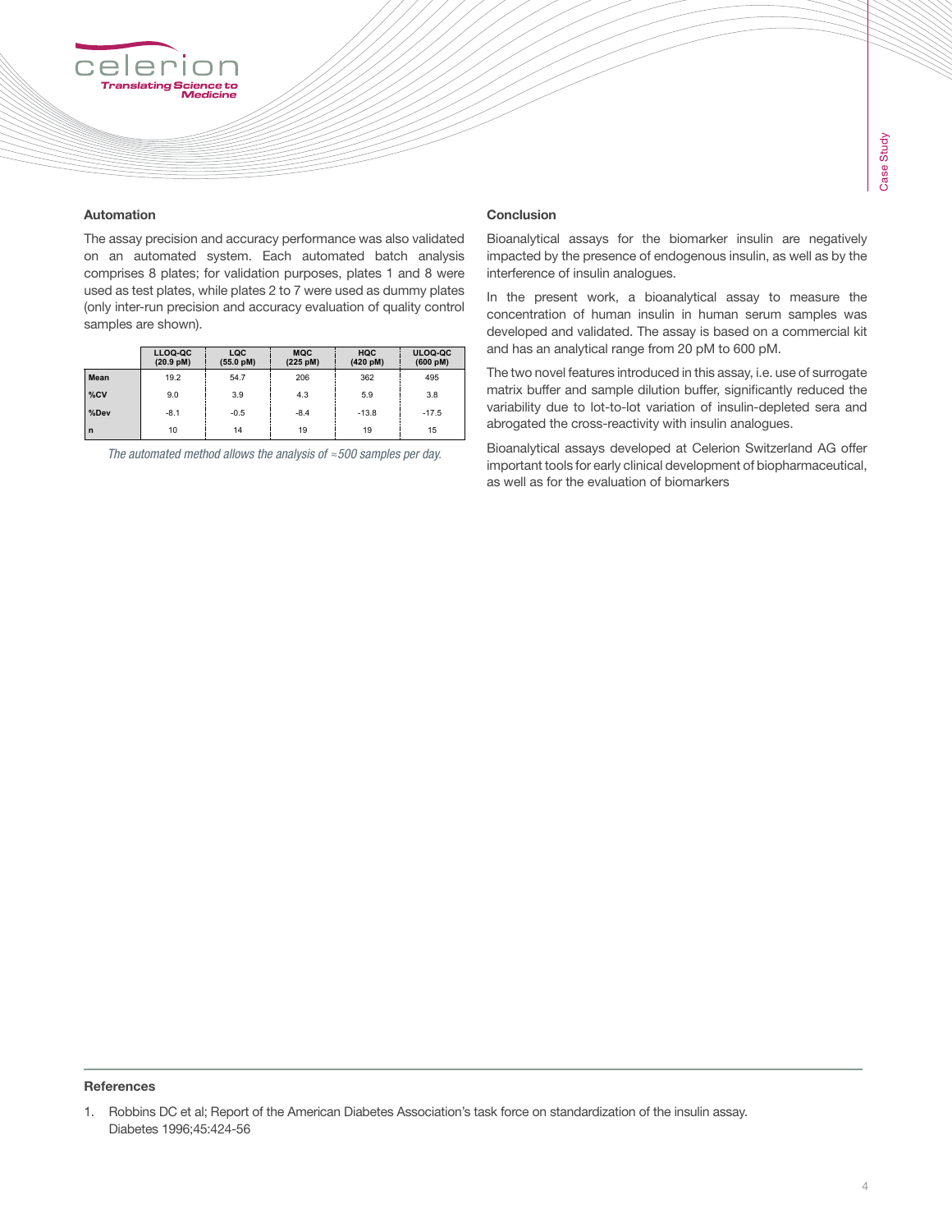## Automation

The assay precision and accuracy performance was also validated on an automated system. Each automated batch analysis comprises 8 plates; for validation purposes, plates 1 and 8 were used as test plates, while plates 2 to 7 were used as dummy plates (only inter-run precision and accuracy evaluation of quality control samples are shown).

| | LLOQ-QC (20.9 pM) | LQC (55.0 pM) | MQC (225 pM) | HQC (420 pM) | ULOQ-QC (600 pM) |
|---|---|---|---|---|---|
| Mean | 19.2 | 54.7 | 206 | 362 | 495 |
| %CV | 9.0 | 3.9 | 4.3 | 5.9 | 3.8 |
| %Dev | -8.1 | -0.5 | -8.4 | -13.8 | -17.5 |
| n | 10 | 14 | 19 | 19 | 15 |

*The automated method allows the analysis of ≈500 samples per day.*

## Conclusion

Bioanalytical assays for the biomarker insulin are negatively impacted by the presence of endogenous insulin, as well as by the interference of insulin analogues.

In the present work, a bioanalytical assay to measure the concentration of human insulin in human serum samples was developed and validated. The assay is based on a commercial kit and has an analytical range from 20 pM to 600 pM.

The two novel features introduced in this assay, i.e. use of surrogate matrix buffer and sample dilution buffer, significantly reduced the variability due to lot-to-lot variation of insulin-depleted sera and abrogated the cross-reactivity with insulin analogues.

Bioanalytical assays developed at Celerion Switzerland AG offer important tools for early clinical development of biopharmaceutical, as well as for the evaluation of biomarkers

## References

1. Robbins DC et al; Report of the American Diabetes Association's task force on standardization of the insulin assay. Diabetes 1996;45:424-56